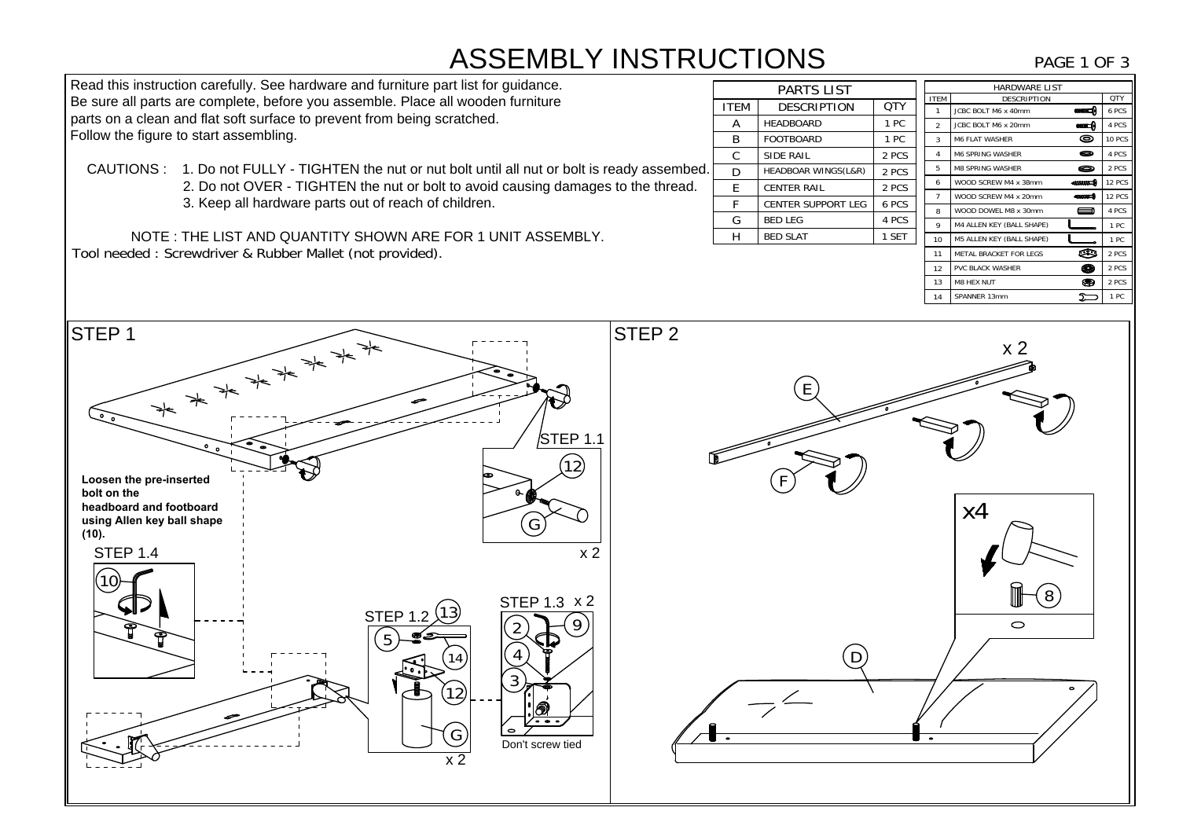# ASSEMBLY INSTRUCTIONS

Read this instruction carefully. See hardware and furniture part list for guidance. Be sure all parts are complete, before you assemble. Place all wooden furniture parts on a clean and flat soft surface to prevent from being scratched. Follow the figure to start assembling.

CAUTIONS :
1. Do not FULLY - TIGHTEN the nut or nut bolt until all nut or bolt is ready assembed.
2. Do not OVER - TIGHTEN the nut or bolt to avoid causing damages to the thread.
3. Keep all hardware parts out of reach of children.

NOTE : THE LIST AND QUANTITY SHOWN ARE FOR 1 UNIT ASSEMBLY.

Tool needed : Screwdriver & Rubber Mallet (not provided).

**PARTS LIST**

| ITEM | DESCRIPTION | QTY |
| --- | --- | --- |
| A | HEADBOARD | 1 PC |
| B | FOOTBOARD | 1 PC |
| C | SIDE RAIL | 2 PCS |
| D | HEADBOAR WINGS(L&R) | 2 PCS |
| E | CENTER RAIL | 2 PCS |
| F | CENTER SUPPORT LEG | 6 PCS |
| G | BED LEG | 4 PCS |
| H | BED SLAT | 1 SET |

**HARDWARE LIST**

| ITEM | DESCRIPTION | QTY |
| --- | --- | --- |
| 1 | JCBC BOLT M6 x 40mm | 6 PCS |
| 2 | JCBC BOLT M6 x 20mm | 4 PCS |
| 3 | M6 FLAT WASHER | 10 PCS |
| 4 | M6 SPRING WASHER | 4 PCS |
| 5 | M8 SPRING WASHER | 2 PCS |
| 6 | WOOD SCREW M4 x 38mm | 12 PCS |
| 7 | WOOD SCREW M4 x 20mm | 12 PCS |
| 8 | WOOD DOWEL M8 x 30mm | 4 PCS |
| 9 | M4 ALLEN KEY (BALL SHAPE) | 1 PC |
| 10 | M5 ALLEN KEY (BALL SHAPE) | 1 PC |
| 11 | METAL BRACKET FOR LEGS | 2 PCS |
| 12 | PVC BLACK WASHER | 2 PCS |
| 13 | M8 HEX NUT | 2 PCS |
| 14 | SPANNER 13mm | 1 PC |

## STEP 1

**Loosen the pre-inserted bolt on the headboard and footboard using Allen key ball shape (10).**

STEP 1.1 — 12, G — x 2

STEP 1.2 — 13, 5, 14, 12, G — x 2

STEP 1.3 x 2 — 2, 9, 4, 3 — Don't screw tied

STEP 1.4 — 10

## STEP 2

x 2 — E, F

x4 — 8

D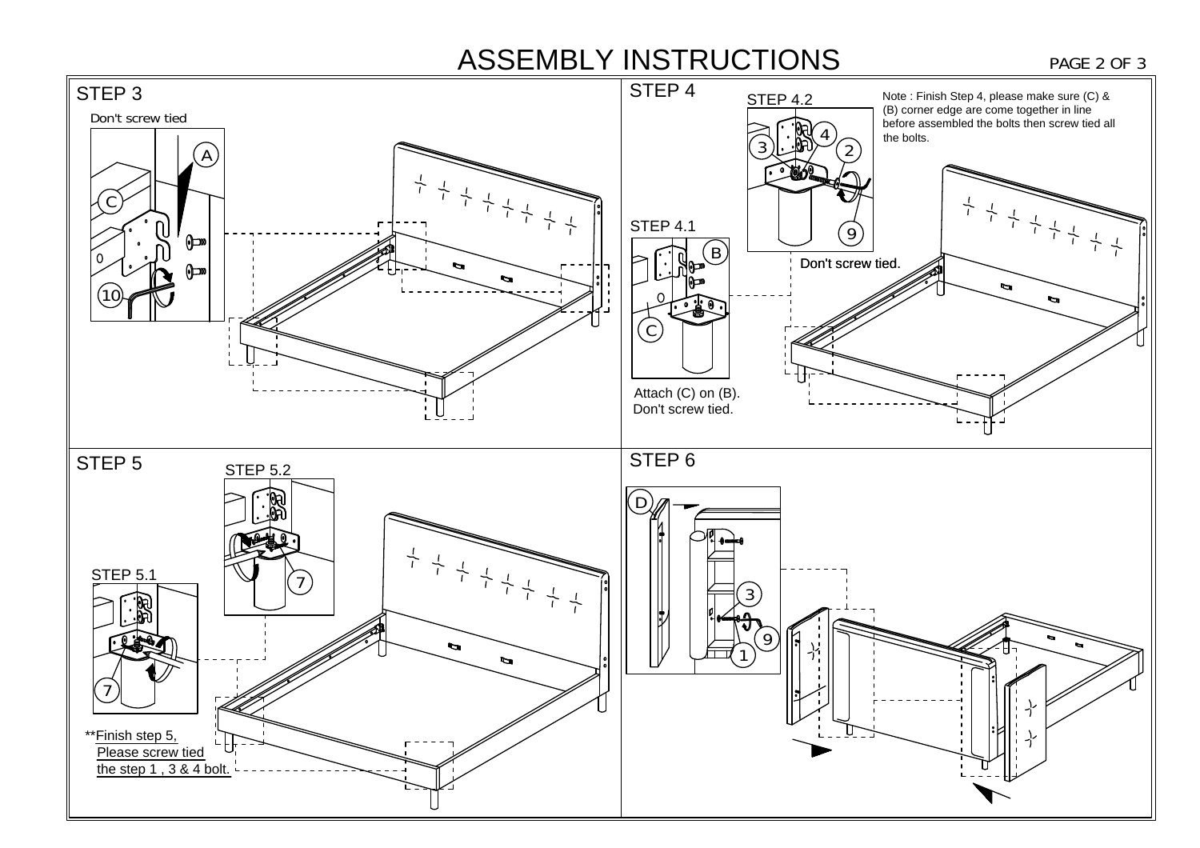# ASSEMBLY INSTRUCTIONS

## STEP 3

Don't screw tied

A

C

10

## STEP 4

STEP 4.2

Note : Finish Step 4, please make sure (C) & (B) corner edge are come together in line before assembled the bolts then screw tied all the bolts.

3 4 2 9

Don't screw tied.

STEP 4.1

B

C

Attach (C) on (B). Don't screw tied.

## STEP 5

STEP 5.2

7

STEP 5.1

7

**Finish step 5, Please screw tied the step 1 , 3 & 4 bolt.

## STEP 6

D

3

9

1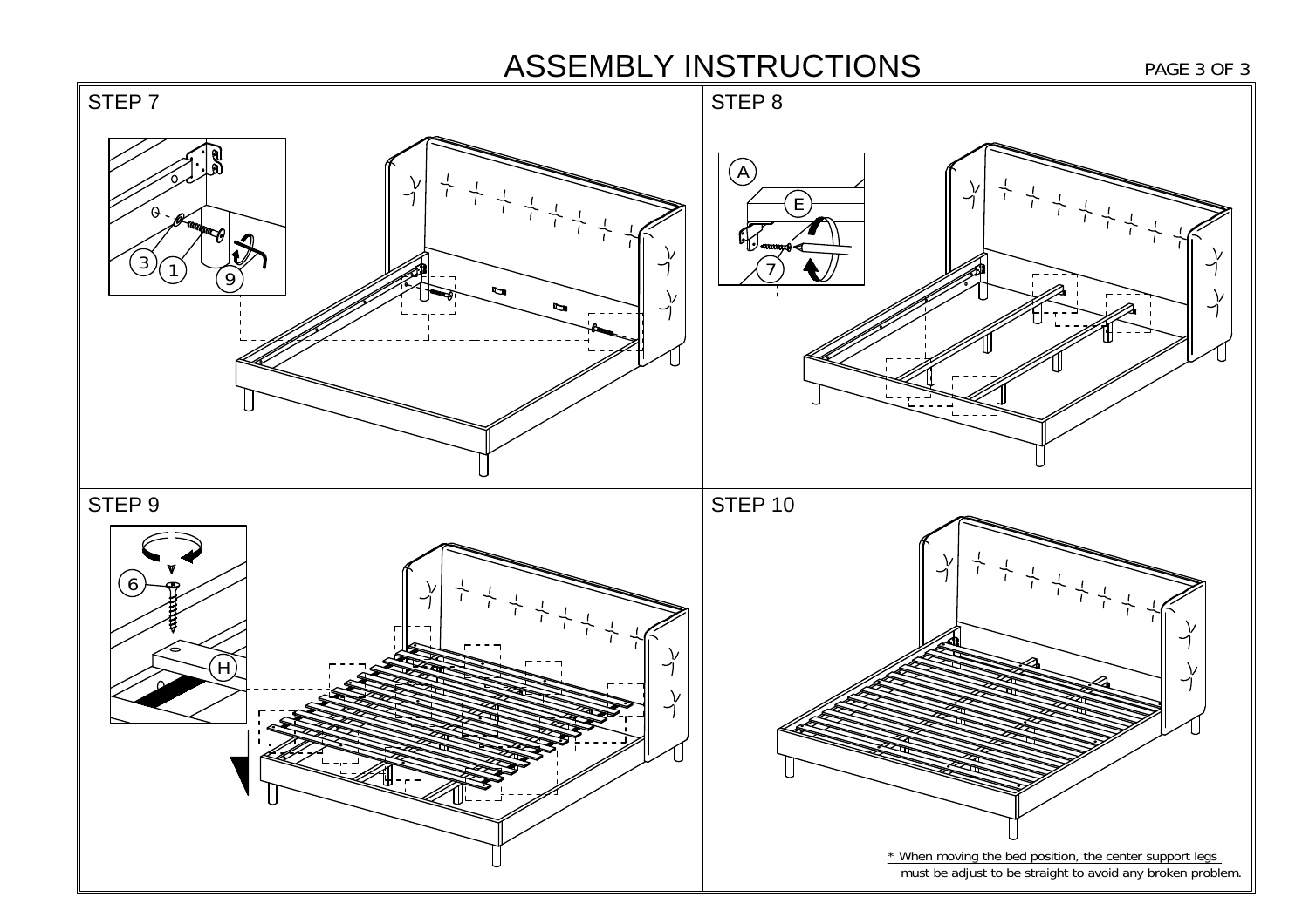# ASSEMBLY INSTRUCTIONS

## STEP 7

3 1 9

## STEP 8

A E 7

## STEP 9

6 H

## STEP 10

* When moving the bed position, the center support legs must be adjust to be straight to avoid any broken problem.